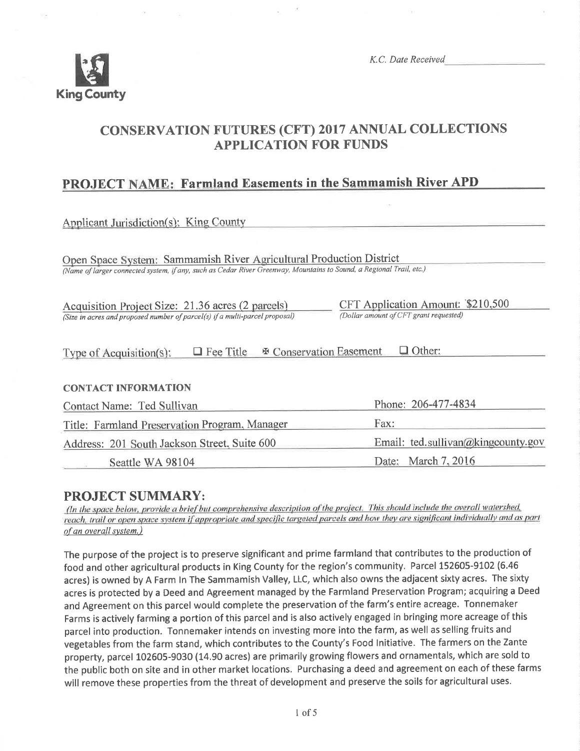King County

*K.C. Date Received* ______________

# CONSERVATION FUTURES (CFT) 2017 ANNUAL COLLECTIONS APPLICATION FOR FUNDS

## PROJECT NAME: Farmland Easements in the Sammamish River APD

Applicant Jurisdiction(s): King County

Open Space System: Sammamish River Agricultural Production District
*(Name of larger connected system, if any, such as Cedar River Greenway, Mountains to Sound, a Regional Trail, etc.)*

Acquisition Project Size: 21.36 acres (2 parcels)
*(Size in acres and proposed number of parcel(s) if a multi-parcel proposal)*

CFT Application Amount: $210,500
*(Dollar amount of CFT grant requested)*

Type of Acquisition(s): ☐ Fee Title ☒ Conservation Easement ☐ Other:

**CONTACT INFORMATION**

| | |
|---|---|
| Contact Name: Ted Sullivan | Phone: 206-477-4834 |
| Title: Farmland Preservation Program, Manager | Fax: |
| Address: 201 South Jackson Street, Suite 600 | Email: ted.sullivan@kingcounty.gov |
| Seattle WA 98104 | Date: March 7, 2016 |

## PROJECT SUMMARY:

*(In the space below, provide a brief but comprehensive description of the project. This should include the overall watershed, reach, trail or open space system if appropriate and specific targeted parcels and how they are significant individually and as part of an overall system.)*

The purpose of the project is to preserve significant and prime farmland that contributes to the production of food and other agricultural products in King County for the region's community. Parcel 152605-9102 (6.46 acres) is owned by A Farm In The Sammamish Valley, LLC, which also owns the adjacent sixty acres. The sixty acres is protected by a Deed and Agreement managed by the Farmland Preservation Program; acquiring a Deed and Agreement on this parcel would complete the preservation of the farm's entire acreage. Tonnemaker Farms is actively farming a portion of this parcel and is also actively engaged in bringing more acreage of this parcel into production. Tonnemaker intends on investing more into the farm, as well as selling fruits and vegetables from the farm stand, which contributes to the County's Food Initiative. The farmers on the Zante property, parcel 102605-9030 (14.90 acres) are primarily growing flowers and ornamentals, which are sold to the public both on site and in other market locations. Purchasing a deed and agreement on each of these farms will remove these properties from the threat of development and preserve the soils for agricultural uses.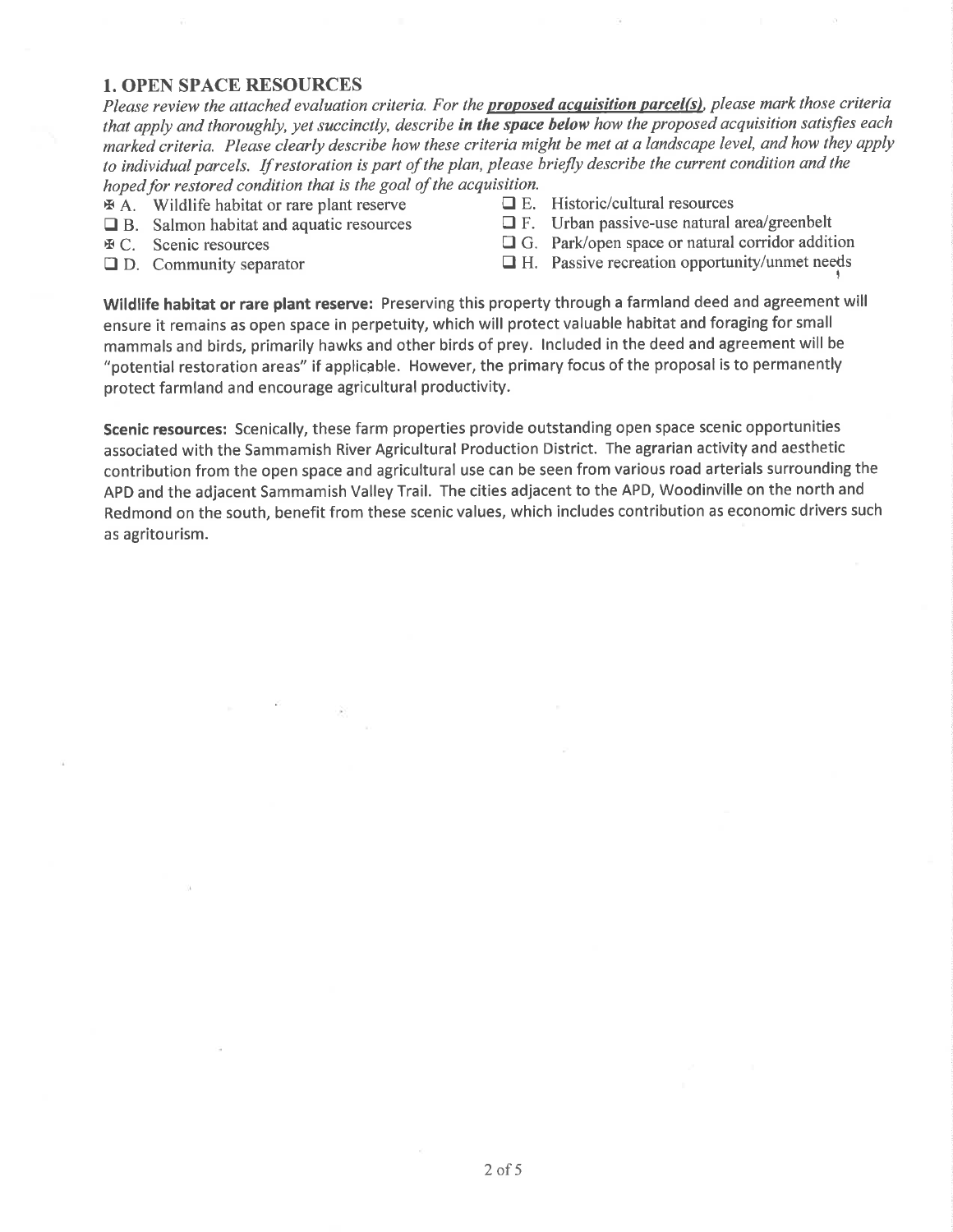## 1. OPEN SPACE RESOURCES

*Please review the attached evaluation criteria. For the **proposed acquisition parcel(s)**, please mark those criteria that apply and thoroughly, yet succinctly, describe **in the space below** how the proposed acquisition satisfies each marked criteria. Please clearly describe how these criteria might be met at a landscape level, and how they apply to individual parcels. If restoration is part of the plan, please briefly describe the current condition and the hoped for restored condition that is the goal of the acquisition.*

- ☒ A. Wildlife habitat or rare plant reserve
- ☐ B. Salmon habitat and aquatic resources
- ☒ C. Scenic resources
- ☐ D. Community separator
- ☐ E. Historic/cultural resources
- ☐ F. Urban passive-use natural area/greenbelt
- ☐ G. Park/open space or natural corridor addition
- ☐ H. Passive recreation opportunity/unmet needs

**Wildlife habitat or rare plant reserve:** Preserving this property through a farmland deed and agreement will ensure it remains as open space in perpetuity, which will protect valuable habitat and foraging for small mammals and birds, primarily hawks and other birds of prey. Included in the deed and agreement will be "potential restoration areas" if applicable. However, the primary focus of the proposal is to permanently protect farmland and encourage agricultural productivity.

**Scenic resources:** Scenically, these farm properties provide outstanding open space scenic opportunities associated with the Sammamish River Agricultural Production District. The agrarian activity and aesthetic contribution from the open space and agricultural use can be seen from various road arterials surrounding the APD and the adjacent Sammamish Valley Trail. The cities adjacent to the APD, Woodinville on the north and Redmond on the south, benefit from these scenic values, which includes contribution as economic drivers such as agritourism.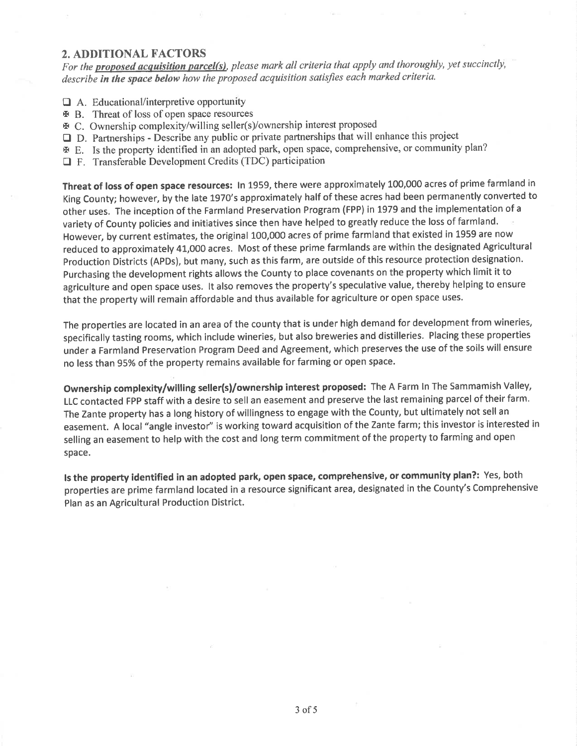## 2. ADDITIONAL FACTORS

*For the **proposed acquisition parcel(s)**, please mark all criteria that apply and thoroughly, yet succinctly, describe **in the space below** how the proposed acquisition satisfies each marked criteria.*

- ☐ A. Educational/interpretive opportunity
- ☒ B. Threat of loss of open space resources
- ☒ C. Ownership complexity/willing seller(s)/ownership interest proposed
- ☐ D. Partnerships - Describe any public or private partnerships that will enhance this project
- ☒ E. Is the property identified in an adopted park, open space, comprehensive, or community plan?
- ☐ F. Transferable Development Credits (TDC) participation

**Threat of loss of open space resources:** In 1959, there were approximately 100,000 acres of prime farmland in King County; however, by the late 1970's approximately half of these acres had been permanently converted to other uses. The inception of the Farmland Preservation Program (FPP) in 1979 and the implementation of a variety of County policies and initiatives since then have helped to greatly reduce the loss of farmland. However, by current estimates, the original 100,000 acres of prime farmland that existed in 1959 are now reduced to approximately 41,000 acres. Most of these prime farmlands are within the designated Agricultural Production Districts (APDs), but many, such as this farm, are outside of this resource protection designation. Purchasing the development rights allows the County to place covenants on the property which limit it to agriculture and open space uses. It also removes the property's speculative value, thereby helping to ensure that the property will remain affordable and thus available for agriculture or open space uses.

The properties are located in an area of the county that is under high demand for development from wineries, specifically tasting rooms, which include wineries, but also breweries and distilleries. Placing these properties under a Farmland Preservation Program Deed and Agreement, which preserves the use of the soils will ensure no less than 95% of the property remains available for farming or open space.

**Ownership complexity/willing seller(s)/ownership interest proposed:** The A Farm In The Sammamish Valley, LLC contacted FPP staff with a desire to sell an easement and preserve the last remaining parcel of their farm. The Zante property has a long history of willingness to engage with the County, but ultimately not sell an easement. A local "angle investor" is working toward acquisition of the Zante farm; this investor is interested in selling an easement to help with the cost and long term commitment of the property to farming and open space.

**Is the property identified in an adopted park, open space, comprehensive, or community plan?:** Yes, both properties are prime farmland located in a resource significant area, designated in the County's Comprehensive Plan as an Agricultural Production District.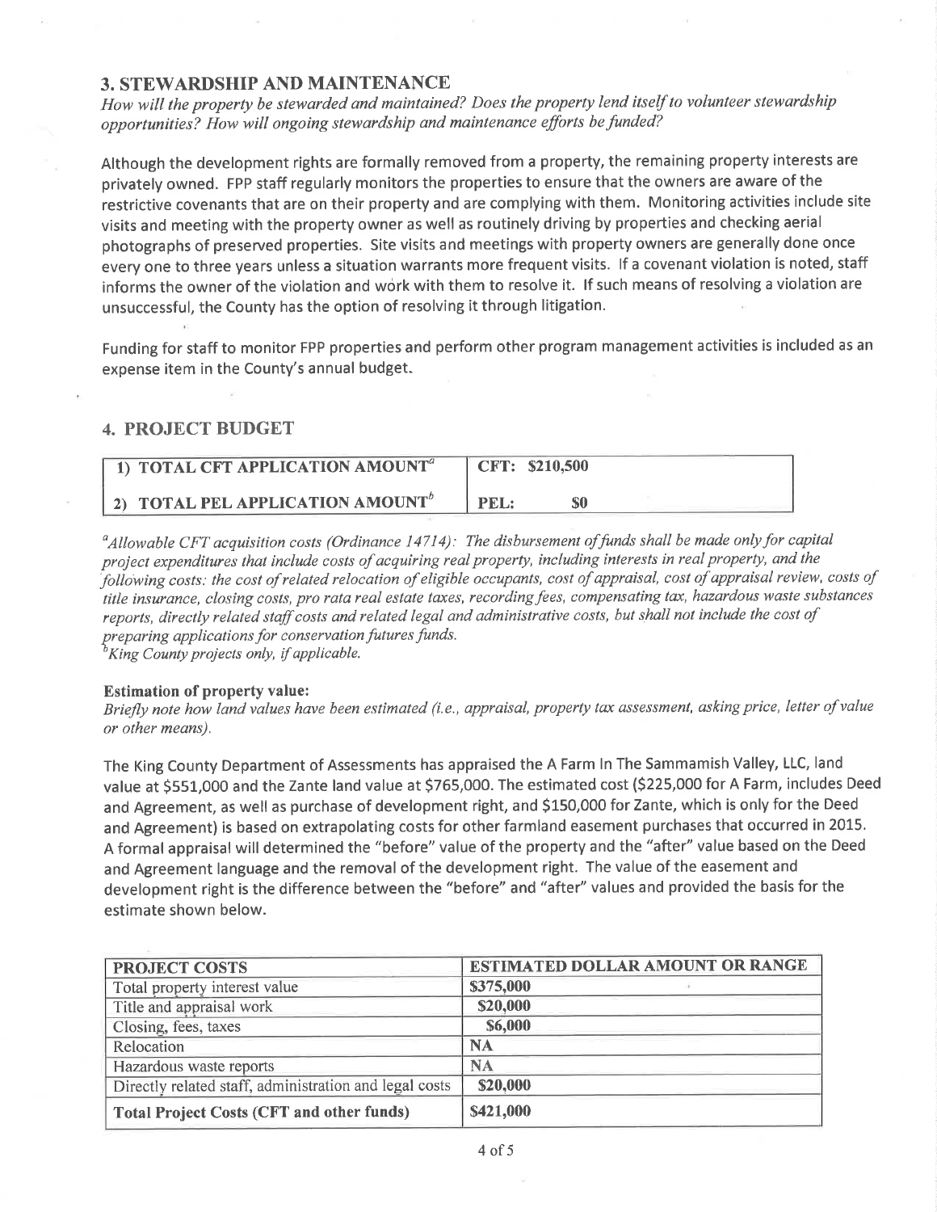## 3. STEWARDSHIP AND MAINTENANCE

*How will the property be stewarded and maintained? Does the property lend itself to volunteer stewardship opportunities? How will ongoing stewardship and maintenance efforts be funded?*

Although the development rights are formally removed from a property, the remaining property interests are privately owned. FPP staff regularly monitors the properties to ensure that the owners are aware of the restrictive covenants that are on their property and are complying with them. Monitoring activities include site visits and meeting with the property owner as well as routinely driving by properties and checking aerial photographs of preserved properties. Site visits and meetings with property owners are generally done once every one to three years unless a situation warrants more frequent visits. If a covenant violation is noted, staff informs the owner of the violation and work with them to resolve it. If such means of resolving a violation are unsuccessful, the County has the option of resolving it through litigation.

Funding for staff to monitor FPP properties and perform other program management activities is included as an expense item in the County's annual budget.

## 4. PROJECT BUDGET

| | |
|---|---|
| 1) TOTAL CFT APPLICATION AMOUNT[a] | CFT: $210,500 |
| 2) TOTAL PEL APPLICATION AMOUNT[b] | PEL: $0 |

*[a]Allowable CFT acquisition costs (Ordinance 14714): The disbursement of funds shall be made only for capital project expenditures that include costs of acquiring real property, including interests in real property, and the following costs: the cost of related relocation of eligible occupants, cost of appraisal, cost of appraisal review, costs of title insurance, closing costs, pro rata real estate taxes, recording fees, compensating tax, hazardous waste substances reports, directly related staff costs and related legal and administrative costs, but shall not include the cost of preparing applications for conservation futures funds.*
*[b]King County projects only, if applicable.*

**Estimation of property value:**
*Briefly note how land values have been estimated (i.e., appraisal, property tax assessment, asking price, letter of value or other means).*

The King County Department of Assessments has appraised the A Farm In The Sammamish Valley, LLC, land value at $551,000 and the Zante land value at $765,000. The estimated cost ($225,000 for A Farm, includes Deed and Agreement, as well as purchase of development right, and $150,000 for Zante, which is only for the Deed and Agreement) is based on extrapolating costs for other farmland easement purchases that occurred in 2015. A formal appraisal will determined the "before" value of the property and the "after" value based on the Deed and Agreement language and the removal of the development right. The value of the easement and development right is the difference between the "before" and "after" values and provided the basis for the estimate shown below.

| PROJECT COSTS | ESTIMATED DOLLAR AMOUNT OR RANGE |
|---|---|
| Total property interest value | $375,000 |
| Title and appraisal work | $20,000 |
| Closing, fees, taxes | $6,000 |
| Relocation | NA |
| Hazardous waste reports | NA |
| Directly related staff, administration and legal costs | $20,000 |
| **Total Project Costs (CFT and other funds)** | $421,000 |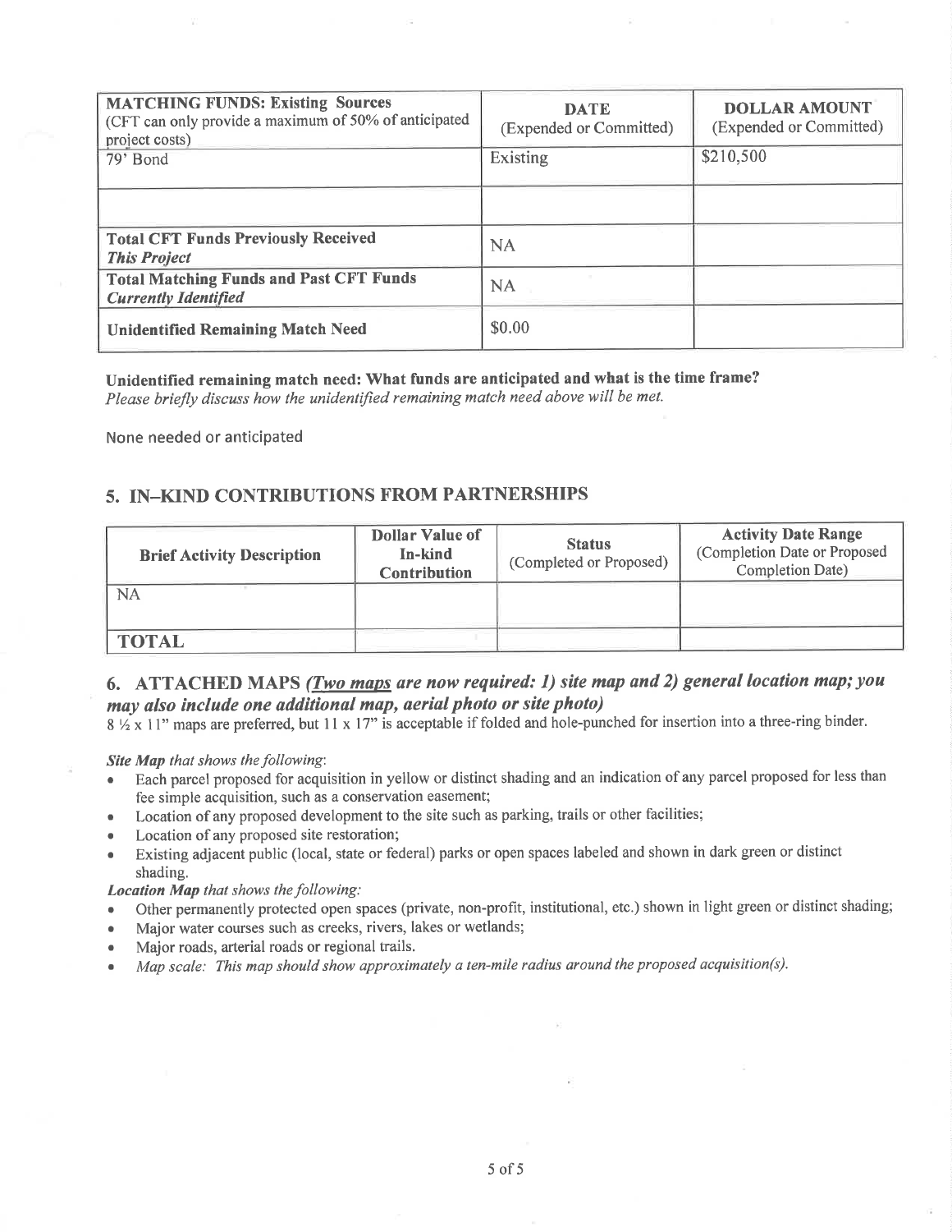| **MATCHING FUNDS: Existing Sources** (CFT can only provide a maximum of 50% of anticipated project costs) | **DATE** (Expended or Committed) | **DOLLAR AMOUNT** (Expended or Committed) |
|---|---|---|
| 79' Bond | Existing | $210,500 |
| | | |
| **Total CFT Funds Previously Received** ***This Project*** | NA | |
| **Total Matching Funds and Past CFT Funds** ***Currently Identified*** | NA | |
| **Unidentified Remaining Match Need** | $0.00 | |

**Unidentified remaining match need: What funds are anticipated and what is the time frame?**
*Please briefly discuss how the unidentified remaining match need above will be met.*

None needed or anticipated

## 5. IN–KIND CONTRIBUTIONS FROM PARTNERSHIPS

| Brief Activity Description | Dollar Value of In-kind Contribution | Status (Completed or Proposed) | Activity Date Range (Completion Date or Proposed Completion Date) |
|---|---|---|---|
| NA | | | |
| **TOTAL** | | | |

## 6. ATTACHED MAPS *(Two maps are now required: 1) site map and 2) general location map; you may also include one additional map, aerial photo or site photo)*

8 ½ x 11" maps are preferred, but 11 x 17" is acceptable if folded and hole-punched for insertion into a three-ring binder.

***Site Map** that shows the following*:

- Each parcel proposed for acquisition in yellow or distinct shading and an indication of any parcel proposed for less than fee simple acquisition, such as a conservation easement;
- Location of any proposed development to the site such as parking, trails or other facilities;
- Location of any proposed site restoration;
- Existing adjacent public (local, state or federal) parks or open spaces labeled and shown in dark green or distinct shading.

***Location Map** that shows the following:*

- Other permanently protected open spaces (private, non-profit, institutional, etc.) shown in light green or distinct shading;
- Major water courses such as creeks, rivers, lakes or wetlands;
- Major roads, arterial roads or regional trails.
- *Map scale: This map should show approximately a ten-mile radius around the proposed acquisition(s).*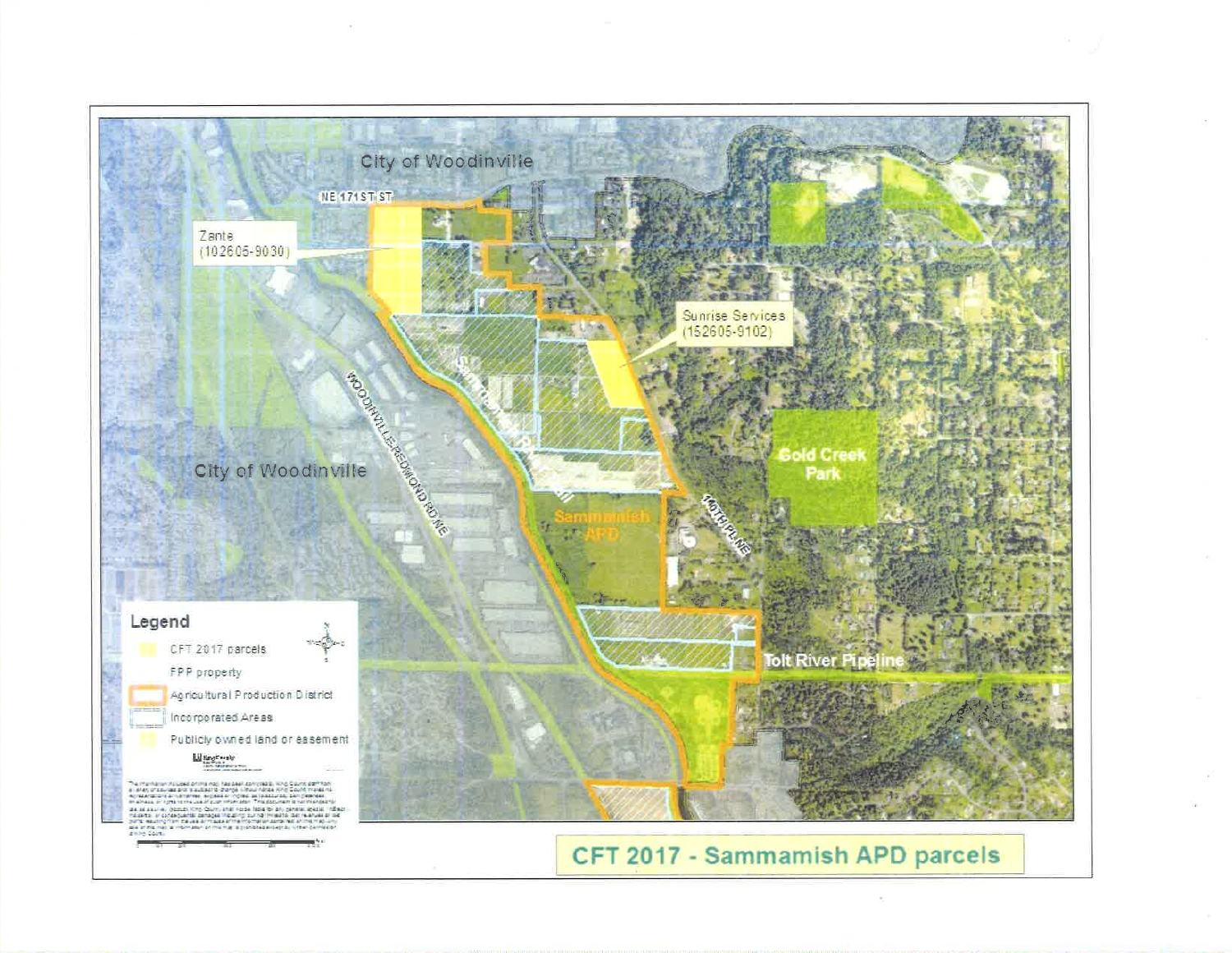# CFT 2017 - Sammamish APD parcels

City of Woodinville

NE 171ST ST

Zante (102605-9030)

Sunrise Services (152605-9102)

City of Woodinville

WOODINVILLE REDMOND RD NE

Sammamish APD

140TH PL NE

Gold Creek Park

Tolt River Pipeline

**Legend**

- CFT 2017 parcels
- FPP property
- Agricultural Production District
- Incorporated Areas
- Publicly owned land or easement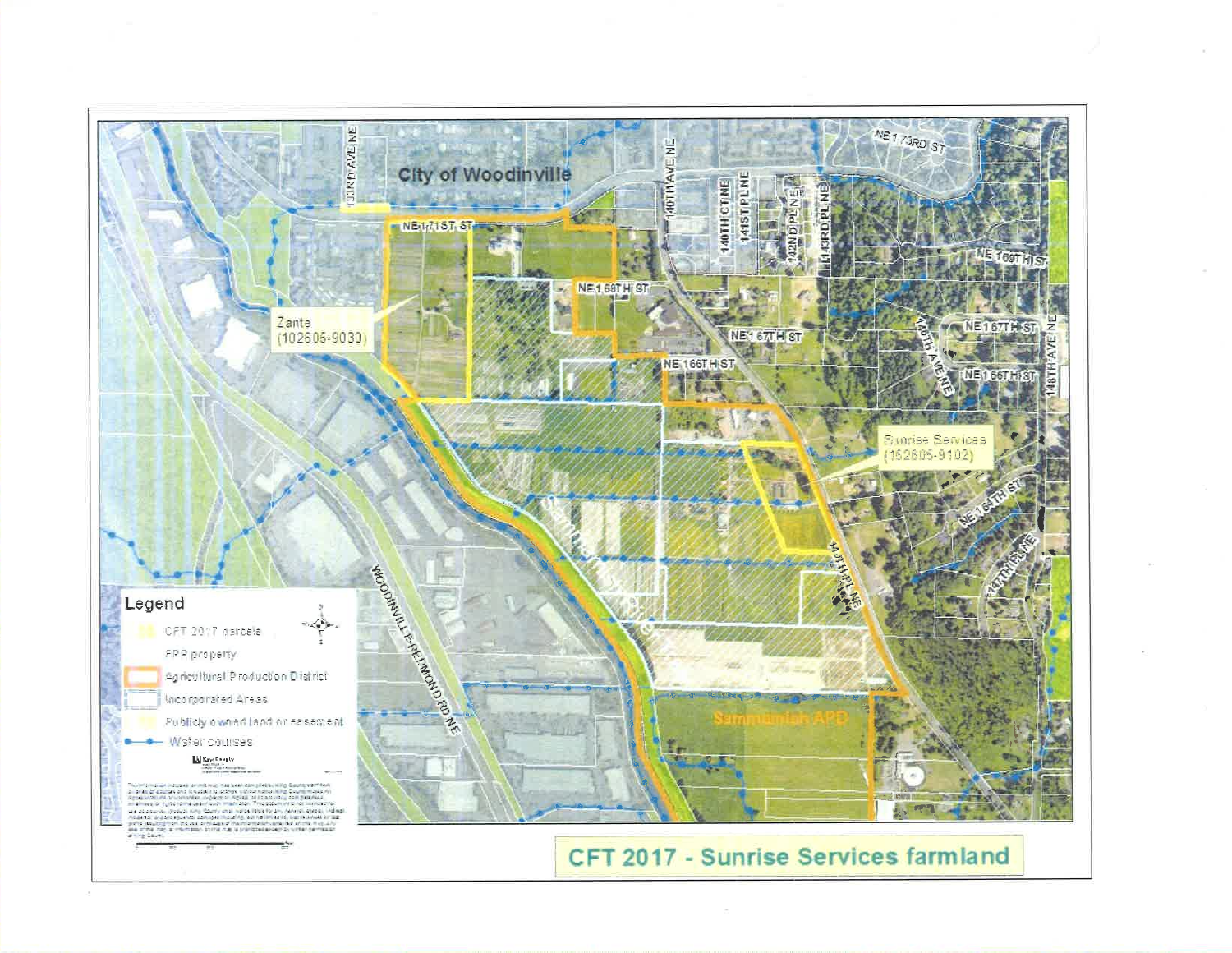City of Woodinville

Zante (102606-9030)

Sunrise Services (152606-9102)

Sammamish APD

NE 171ST ST

NE 168TH ST

NE 167TH ST

NE 166TH ST

NE 173RD ST

NE 169TH ST

NE 164TH ST

133RD AVE NE

140TH AVE NE

140TH CT NE

141ST PL NE

142ND PL NE

143RD PL NE

148TH AVE NE

147TH PL NE

WOODINVILLE-REDMOND RD NE

Legend

- CFT 2017 parcels
- FPP property
- Agricultural Production District
- Incorporated Areas
- Publicly owned land or easement
- Water courses

## CFT 2017 - Sunrise Services farmland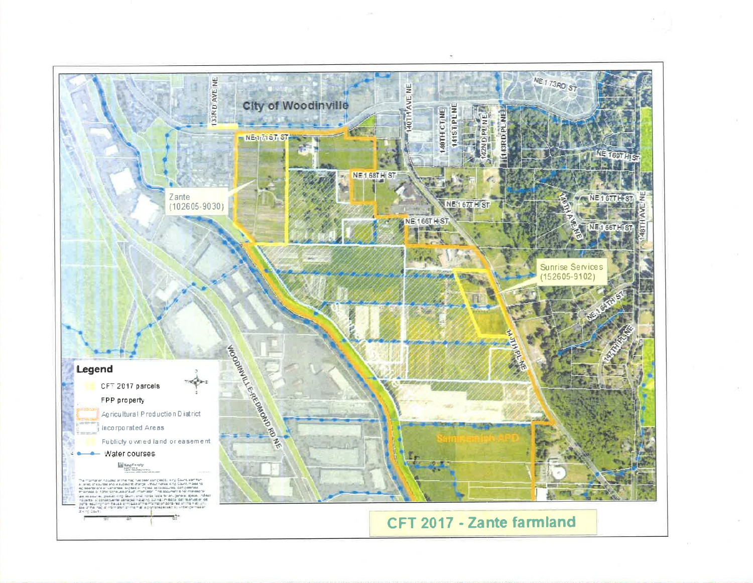City of Woodinville

NE 171ST ST

NE 168TH ST

NE 167TH ST

NE 166TH ST

NE 173RD ST

NE 169TH ST

NE 167TH ST

NE 166TH ST

NE 164TH ST

147TH PL NE

148TH AVE NE

140TH AVE NE

133RD AVE NE

140TH AVE NE

140TH CT NE

141ST PL NE

142ND PL NE

143RD PL NE

145TH PL NE

WOODINVILLE-REDMOND RD NE

Zante (102605-9030)

Sunrise Services (152605-9102)

Sammamish APD

**Legend**

CFT 2017 parcels

FPP property

Agricultural Production District

Incorporated Areas

Publicly owned land or easement

Water courses

King County

CFT 2017 - Zante farmland